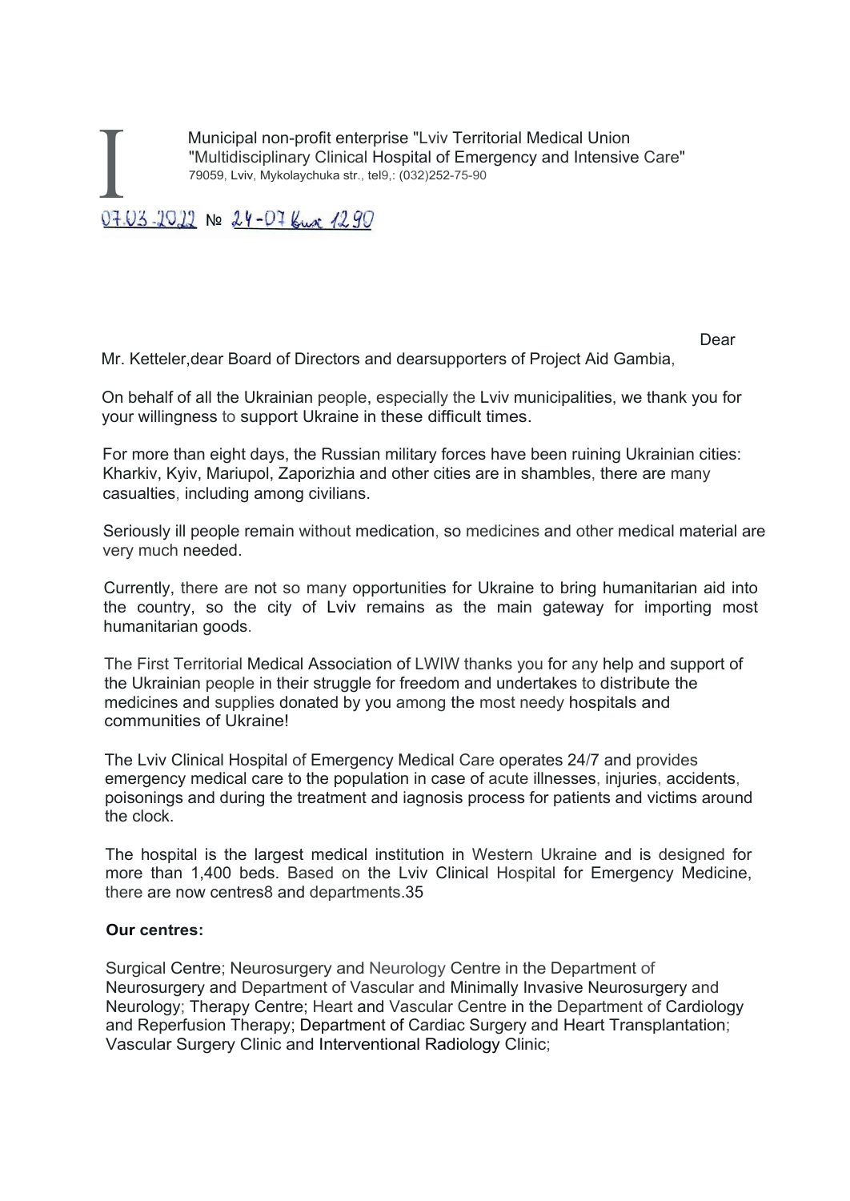I

Municipal non-profit enterprise "Lviv Territorial Medical Union
"Multidisciplinary Clinical Hospital of Emergency and Intensive Care"
79059, Lviv, Mykolaychuka str., tel9,: (032)252-75-90

07.03.2022 № 24-07 Вих 1290

Dear Mr. Ketteler,dear Board of Directors and dearsupporters of Project Aid Gambia,

On behalf of all the Ukrainian people, especially the Lviv municipalities, we thank you for your willingness to support Ukraine in these difficult times.

For more than eight days, the Russian military forces have been ruining Ukrainian cities: Kharkiv, Kyiv, Mariupol, Zaporizhia and other cities are in shambles, there are many casualties, including among civilians.

Seriously ill people remain without medication, so medicines and other medical material are very much needed.

Currently, there are not so many opportunities for Ukraine to bring humanitarian aid into the country, so the city of Lviv remains as the main gateway for importing most humanitarian goods.

The First Territorial Medical Association of LWIW thanks you for any help and support of the Ukrainian people in their struggle for freedom and undertakes to distribute the medicines and supplies donated by you among the most needy hospitals and communities of Ukraine!

The Lviv Clinical Hospital of Emergency Medical Care operates 24/7 and provides emergency medical care to the population in case of acute illnesses, injuries, accidents, poisonings and during the treatment and iagnosis process for patients and victims around the clock.

The hospital is the largest medical institution in Western Ukraine and is designed for more than 1,400 beds. Based on the Lviv Clinical Hospital for Emergency Medicine, there are now centres8 and departments.35

**Our centres:**

Surgical Centre; Neurosurgery and Neurology Centre in the Department of Neurosurgery and Department of Vascular and Minimally Invasive Neurosurgery and Neurology; Therapy Centre; Heart and Vascular Centre in the Department of Cardiology and Reperfusion Therapy; Department of Cardiac Surgery and Heart Transplantation; Vascular Surgery Clinic and Interventional Radiology Clinic;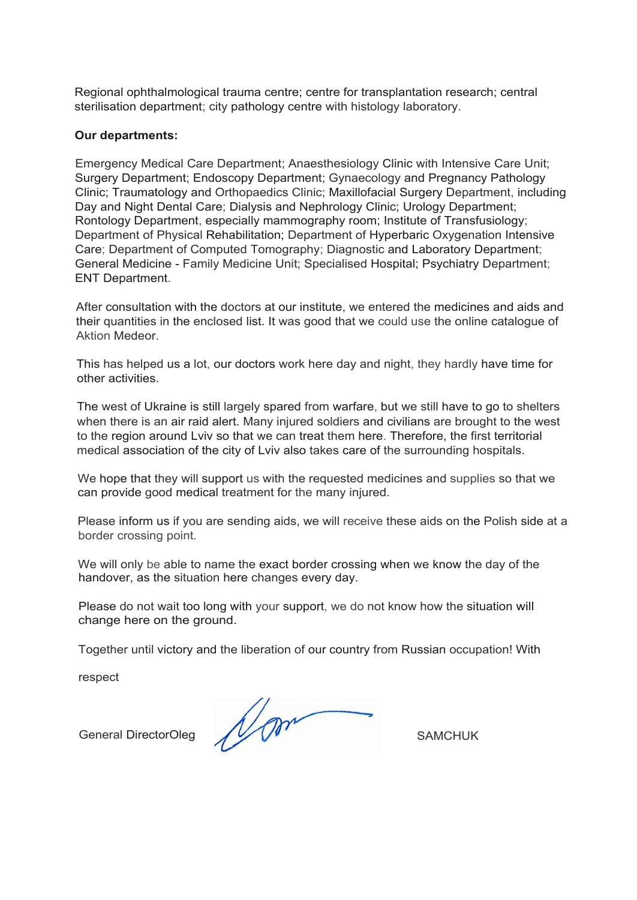Regional ophthalmological trauma centre; centre for transplantation research; central sterilisation department; city pathology centre with histology laboratory.

**Our departments:**

Emergency Medical Care Department; Anaesthesiology Clinic with Intensive Care Unit; Surgery Department; Endoscopy Department; Gynaecology and Pregnancy Pathology Clinic; Traumatology and Orthopaedics Clinic; Maxillofacial Surgery Department, including Day and Night Dental Care; Dialysis and Nephrology Clinic; Urology Department; Rontology Department, especially mammography room; Institute of Transfusiology; Department of Physical Rehabilitation; Department of Hyperbaric Oxygenation Intensive Care; Department of Computed Tomography; Diagnostic and Laboratory Department; General Medicine - Family Medicine Unit; Specialised Hospital; Psychiatry Department; ENT Department.

After consultation with the doctors at our institute, we entered the medicines and aids and their quantities in the enclosed list. It was good that we could use the online catalogue of Aktion Medeor.

This has helped us a lot, our doctors work here day and night, they hardly have time for other activities.

The west of Ukraine is still largely spared from warfare, but we still have to go to shelters when there is an air raid alert. Many injured soldiers and civilians are brought to the west to the region around Lviv so that we can treat them here. Therefore, the first territorial medical association of the city of Lviv also takes care of the surrounding hospitals.

We hope that they will support us with the requested medicines and supplies so that we can provide good medical treatment for the many injured.

Please inform us if you are sending aids, we will receive these aids on the Polish side at a border crossing point.

We will only be able to name the exact border crossing when we know the day of the handover, as the situation here changes every day.

Please do not wait too long with your support, we do not know how the situation will change here on the ground.

Together until victory and the liberation of our country from Russian occupation! With

respect

General DirectorOleg SAMCHUK